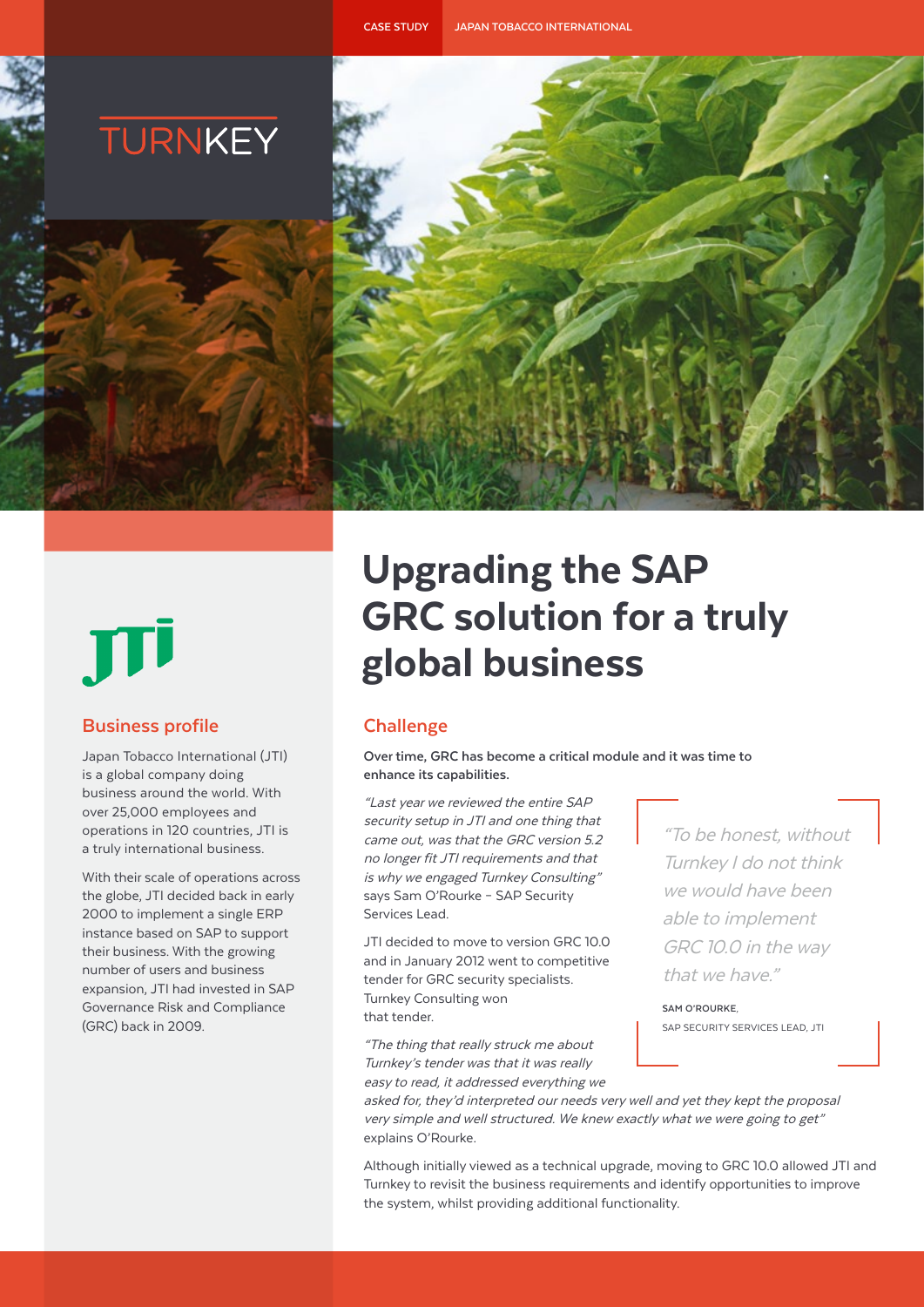CASE STUDY | JAPAN TOBACCO INTERNATIONAL

TURNKEY

# Upgrading the SAP GRC solution for a truly global business

## Business profile

Japan Tobacco International (JTI) is a global company doing business around the world. With over 25,000 employees and operations in 120 countries, JTI is a truly international business.

With their scale of operations across the globe, JTI decided back in early 2000 to implement a single ERP instance based on SAP to support their business. With the growing number of users and business expansion, JTI had invested in SAP Governance Risk and Compliance (GRC) back in 2009.

## Challenge

**Over time, GRC has become a critical module and it was time to enhance its capabilities.**

*"Last year we reviewed the entire SAP security setup in JTI and one thing that came out, was that the GRC version 5.2 no longer fit JTI requirements and that is why we engaged Turnkey Consulting"* says Sam O'Rourke – SAP Security Services Lead.

JTI decided to move to version GRC 10.0 and in January 2012 went to competitive tender for GRC security specialists. Turnkey Consulting won that tender.

*"The thing that really struck me about Turnkey's tender was that it was really easy to read, it addressed everything we asked for, they'd interpreted our needs very well and yet they kept the proposal very simple and well structured. We knew exactly what we were going to get"* explains O'Rourke.

> *"To be honest, without Turnkey I do not think we would have been able to implement GRC 10.0 in the way that we have."*
>
> SAM O'ROURKE, SAP SECURITY SERVICES LEAD, JTI

Although initially viewed as a technical upgrade, moving to GRC 10.0 allowed JTI and Turnkey to revisit the business requirements and identify opportunities to improve the system, whilst providing additional functionality.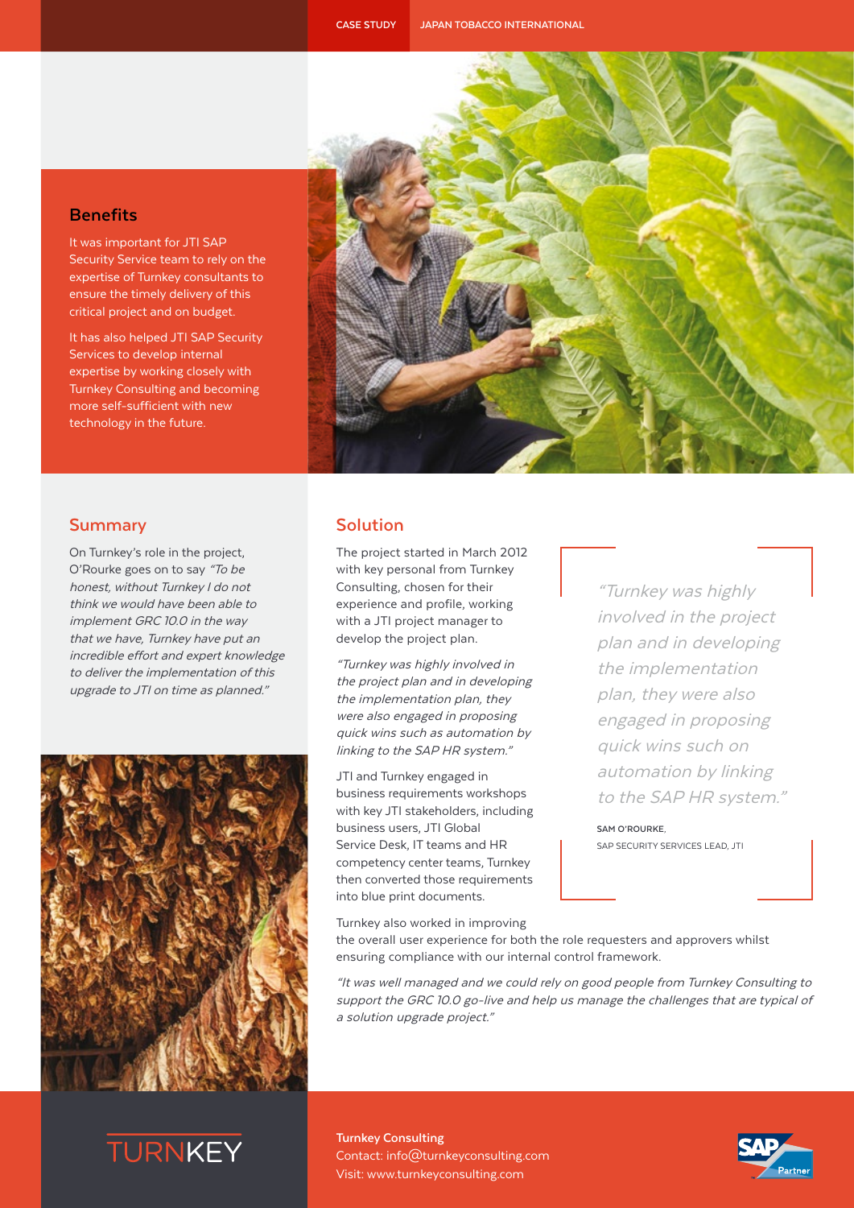## Benefits

It was important for JTI SAP Security Service team to rely on the expertise of Turnkey consultants to ensure the timely delivery of this critical project and on budget.

It has also helped JTI SAP Security Services to develop internal expertise by working closely with Turnkey Consulting and becoming more self-sufficient with new technology in the future.

## Summary

On Turnkey's role in the project, O'Rourke goes on to say *"To be honest, without Turnkey I do not think we would have been able to implement GRC 10.0 in the way that we have, Turnkey have put an incredible effort and expert knowledge to deliver the implementation of this upgrade to JTI on time as planned."*

## Solution

The project started in March 2012 with key personal from Turnkey Consulting, chosen for their experience and profile, working with a JTI project manager to develop the project plan.

*"Turnkey was highly involved in the project plan and in developing the implementation plan, they were also engaged in proposing quick wins such as automation by linking to the SAP HR system."*

JTI and Turnkey engaged in business requirements workshops with key JTI stakeholders, including business users, JTI Global Service Desk, IT teams and HR competency center teams, Turnkey then converted those requirements into blue print documents.

Turnkey also worked in improving the overall user experience for both the role requesters and approvers whilst ensuring compliance with our internal control framework.

*"It was well managed and we could rely on good people from Turnkey Consulting to support the GRC 10.0 go-live and help us manage the challenges that are typical of a solution upgrade project."*

> *"Turnkey was highly involved in the project plan and in developing the implementation plan, they were also engaged in proposing quick wins such on automation by linking to the SAP HR system."*
>
> SAM O'ROURKE,
> SAP SECURITY SERVICES LEAD, JTI

TURNKEY

**Turnkey Consulting**
Contact: info@turnkeyconsulting.com
Visit: www.turnkeyconsulting.com